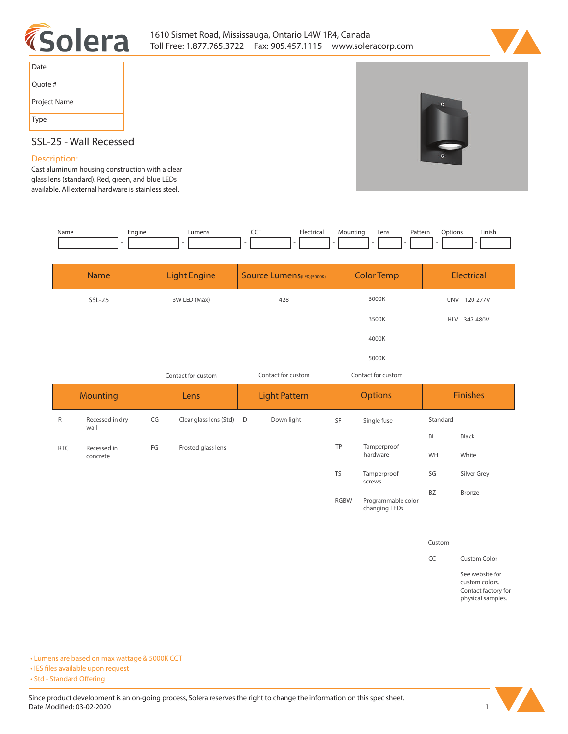Solera

1610 Sismet Road, Mississauga, Ontario L4W 1R4, Canada
Toll Free: 1.877.765.3722 Fax: 905.457.1115 www.soleracorp.com

| Date |
|---|
| Quote # |
| Project Name |
| Type |

## SSL-25 - Wall Recessed

### Description:

Cast aluminum housing construction with a clear glass lens (standard). Red, green, and blue LEDs available. All external hardware is stainless steel.

| Name | Engine | Lumens | CCT | Electrical | Mounting | Lens | Pattern | Options | Finish |
|---|---|---|---|---|---|---|---|---|---|
| | | | | | | | | | |

| Name | Light Engine | Source Lumens (LED)(5000K) | Color Temp | Electrical |
|---|---|---|---|---|
| SSL-25 | 3W LED (Max) | 428 | 3000K | UNV 120-277V |
| | | | 3500K | HLV 347-480V |
| | | | 4000K | |
| | | | 5000K | |
| | Contact for custom | Contact for custom | Contact for custom | |

| Mounting | | Lens | | Light Pattern | | Options | | Finishes | |
|---|---|---|---|---|---|---|---|---|---|
| R | Recessed in dry wall | CG | Clear glass lens (Std) | D | Down light | SF | Single fuse | Standard | |
| RTC | Recessed in concrete | FG | Frosted glass lens | | | TP | Tamperproof hardware | BL | Black |
| | | | | | | TS | Tamperproof screws | WH | White |
| | | | | | | RGBW | Programmable color changing LEDs | SG | Silver Grey |
| | | | | | | | | BZ | Bronze |
| | | | | | | | | Custom | |
| | | | | | | | | CC | Custom Color |
| | | | | | | | | | See website for custom colors. Contact factory for physical samples. |

- Lumens are based on max wattage & 5000K CCT
- IES files available upon request
- Std - Standard Offering

Since product development is an on-going process, Solera reserves the right to change the information on this spec sheet.
Date Modified: 03-02-2020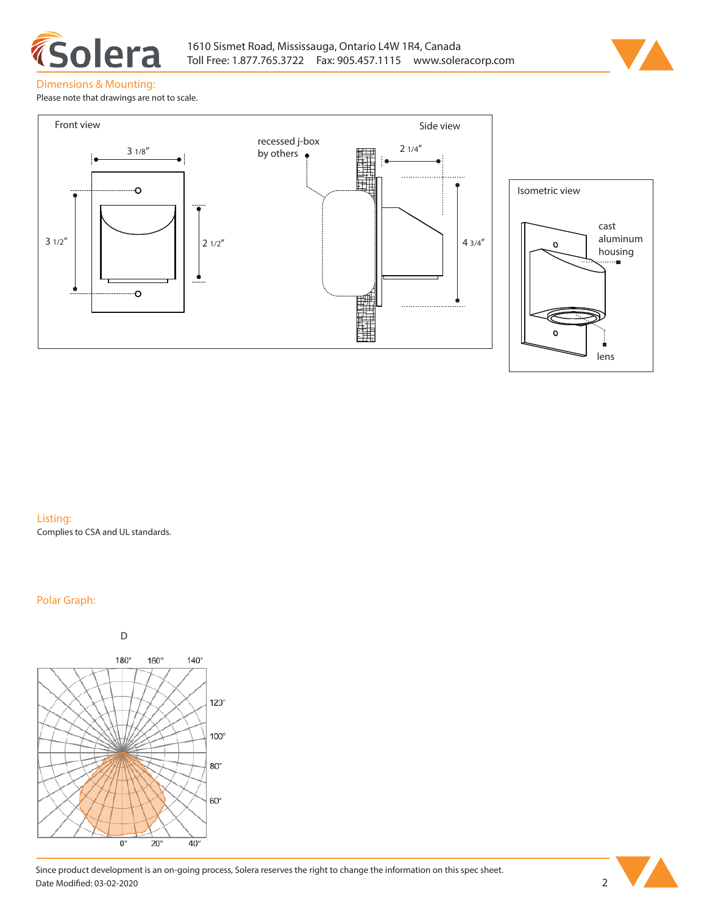1610 Sismet Road, Mississauga, Ontario L4W 1R4, Canada
Toll Free: 1.877.765.3722 Fax: 905.457.1115 www.soleracorp.com

## Dimensions & Mounting:

Please note that drawings are not to scale.

Front view

3 1/8″

3 1/2″

2 1/2″

recessed j-box by others

Side view

2 1/4″

4 3/4″

Isometric view

cast aluminum housing

lens

## Listing:

Complies to CSA and UL standards.

## Polar Graph:

D

180° 160° 140°

120°

100°

80°

60°

0° 20° 40°

Since product development is an on-going process, Solera reserves the right to change the information on this spec sheet.
Date Modified: 03-02-2020